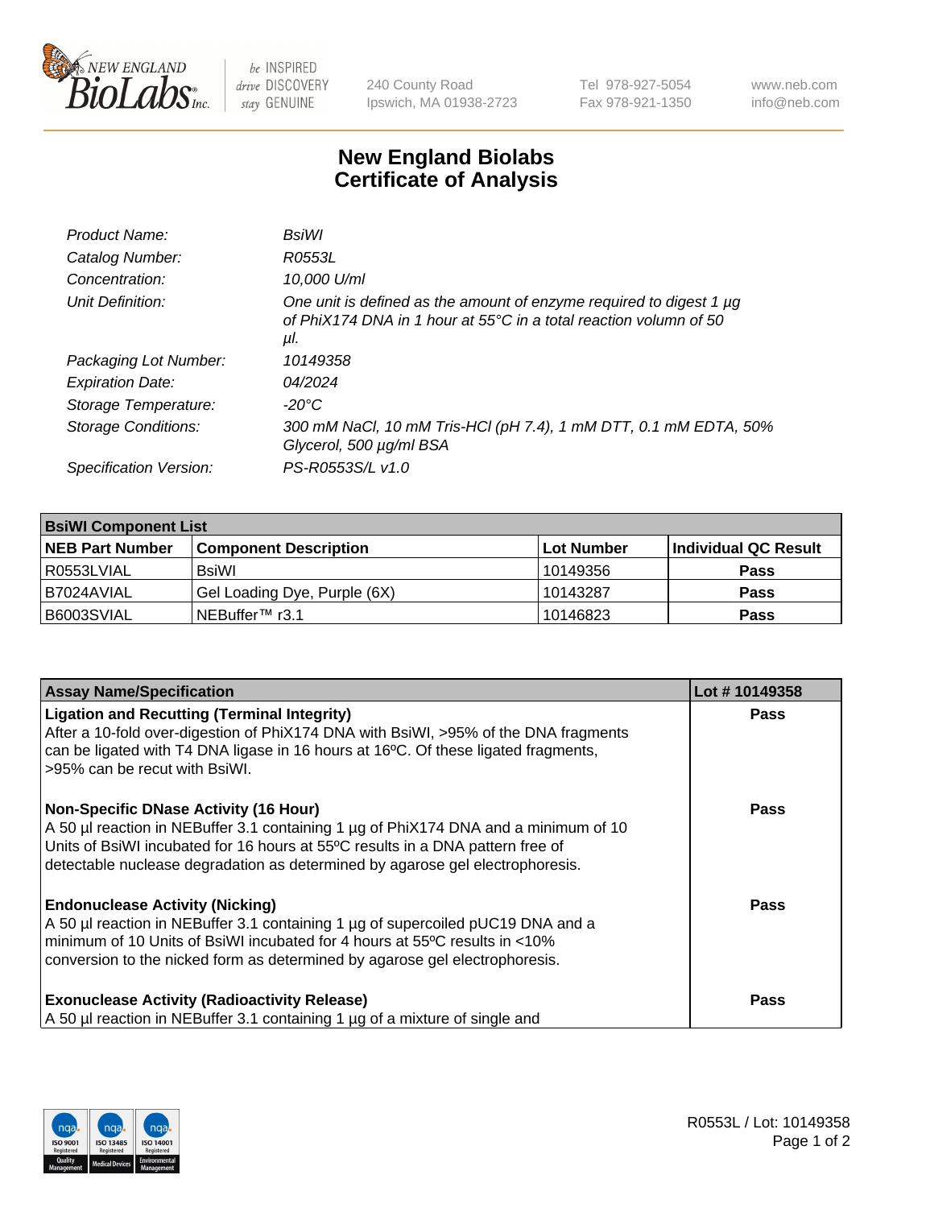# New England Biolabs
# Certificate of Analysis

| | |
|---|---|
| *Product Name:* | *BsiWI* |
| *Catalog Number:* | *R0553L* |
| *Concentration:* | *10,000 U/ml* |
| *Unit Definition:* | *One unit is defined as the amount of enzyme required to digest 1 µg of PhiX174 DNA in 1 hour at 55°C in a total reaction volumn of 50 µl.* |
| *Packaging Lot Number:* | *10149358* |
| *Expiration Date:* | *04/2024* |
| *Storage Temperature:* | *-20°C* |
| *Storage Conditions:* | *300 mM NaCl, 10 mM Tris-HCl (pH 7.4), 1 mM DTT, 0.1 mM EDTA, 50% Glycerol, 500 µg/ml BSA* |
| *Specification Version:* | *PS-R0553S/L v1.0* |

| **BsiWI Component List** | | | |
|---|---|---|---|
| **NEB Part Number** | **Component Description** | **Lot Number** | **Individual QC Result** |
| R0553LVIAL | BsiWI | 10149356 | **Pass** |
| B7024AVIAL | Gel Loading Dye, Purple (6X) | 10143287 | **Pass** |
| B6003SVIAL | NEBuffer™ r3.1 | 10146823 | **Pass** |

| **Assay Name/Specification** | **Lot # 10149358** |
|---|---|
| **Ligation and Recutting (Terminal Integrity)**<br>After a 10-fold over-digestion of PhiX174 DNA with BsiWI, >95% of the DNA fragments can be ligated with T4 DNA ligase in 16 hours at 16ºC. Of these ligated fragments, >95% can be recut with BsiWI. | **Pass** |
| **Non-Specific DNase Activity (16 Hour)**<br>A 50 µl reaction in NEBuffer 3.1 containing 1 µg of PhiX174 DNA and a minimum of 10 Units of BsiWI incubated for 16 hours at 55ºC results in a DNA pattern free of detectable nuclease degradation as determined by agarose gel electrophoresis. | **Pass** |
| **Endonuclease Activity (Nicking)**<br>A 50 µl reaction in NEBuffer 3.1 containing 1 µg of supercoiled pUC19 DNA and a minimum of 10 Units of BsiWI incubated for 4 hours at 55ºC results in <10% conversion to the nicked form as determined by agarose gel electrophoresis. | **Pass** |
| **Exonuclease Activity (Radioactivity Release)**<br>A 50 µl reaction in NEBuffer 3.1 containing 1 µg of a mixture of single and | **Pass** |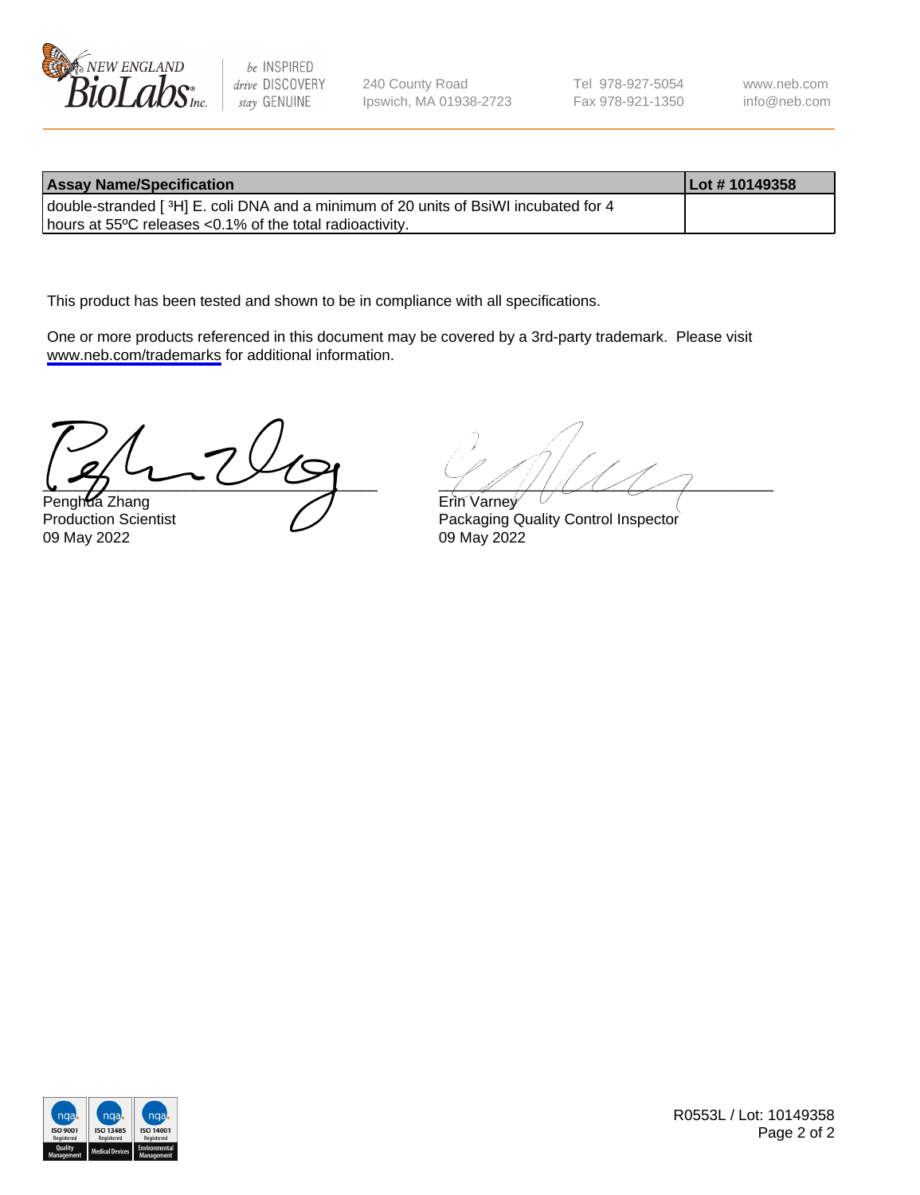| Assay Name/Specification | Lot # 10149358 |
| --- | --- |
| double-stranded [ $^3$H] E. coli DNA and a minimum of 20 units of BsiWI incubated for 4 hours at 55ºC releases <0.1% of the total radioactivity. | |

This product has been tested and shown to be in compliance with all specifications.

One or more products referenced in this document may be covered by a 3rd-party trademark. Please visit www.neb.com/trademarks for additional information.

Penghua Zhang
Production Scientist
09 May 2022

Erin Varney
Packaging Quality Control Inspector
09 May 2022

R0553L / Lot: 10149358